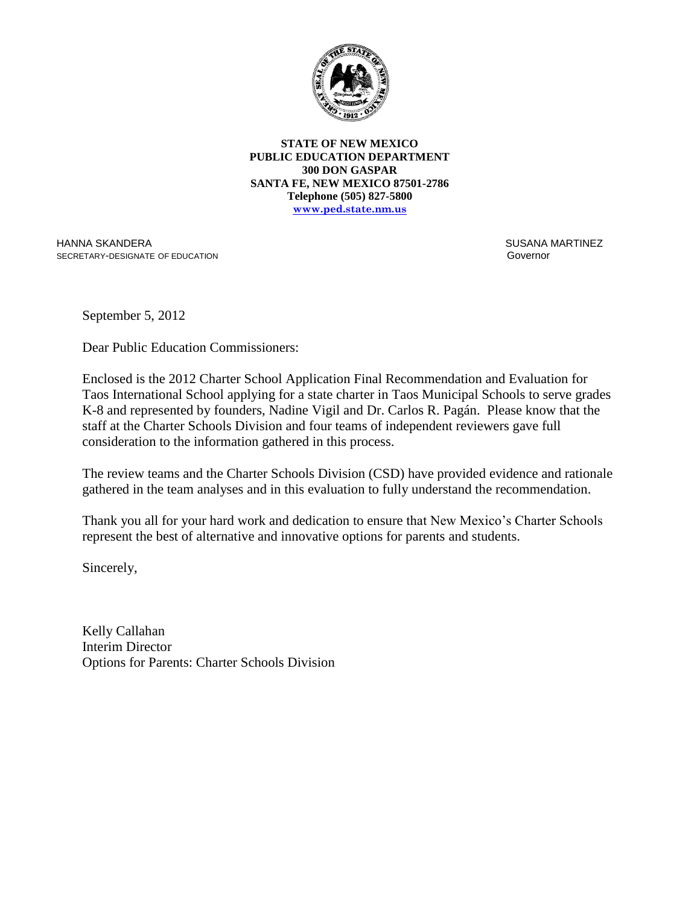**STATE OF NEW MEXICO**
**PUBLIC EDUCATION DEPARTMENT**
**300 DON GASPAR**
**SANTA FE, NEW MEXICO 87501-2786**
**Telephone (505) 827-5800**
**www.ped.state.nm.us**

HANNA SKANDERA
SECRETARY-DESIGNATE OF EDUCATION

SUSANA MARTINEZ
Governor

September 5, 2012

Dear Public Education Commissioners:

Enclosed is the 2012 Charter School Application Final Recommendation and Evaluation for Taos International School applying for a state charter in Taos Municipal Schools to serve grades K-8 and represented by founders, Nadine Vigil and Dr. Carlos R. Pagán. Please know that the staff at the Charter Schools Division and four teams of independent reviewers gave full consideration to the information gathered in this process.

The review teams and the Charter Schools Division (CSD) have provided evidence and rationale gathered in the team analyses and in this evaluation to fully understand the recommendation.

Thank you all for your hard work and dedication to ensure that New Mexico's Charter Schools represent the best of alternative and innovative options for parents and students.

Sincerely,

Kelly Callahan
Interim Director
Options for Parents: Charter Schools Division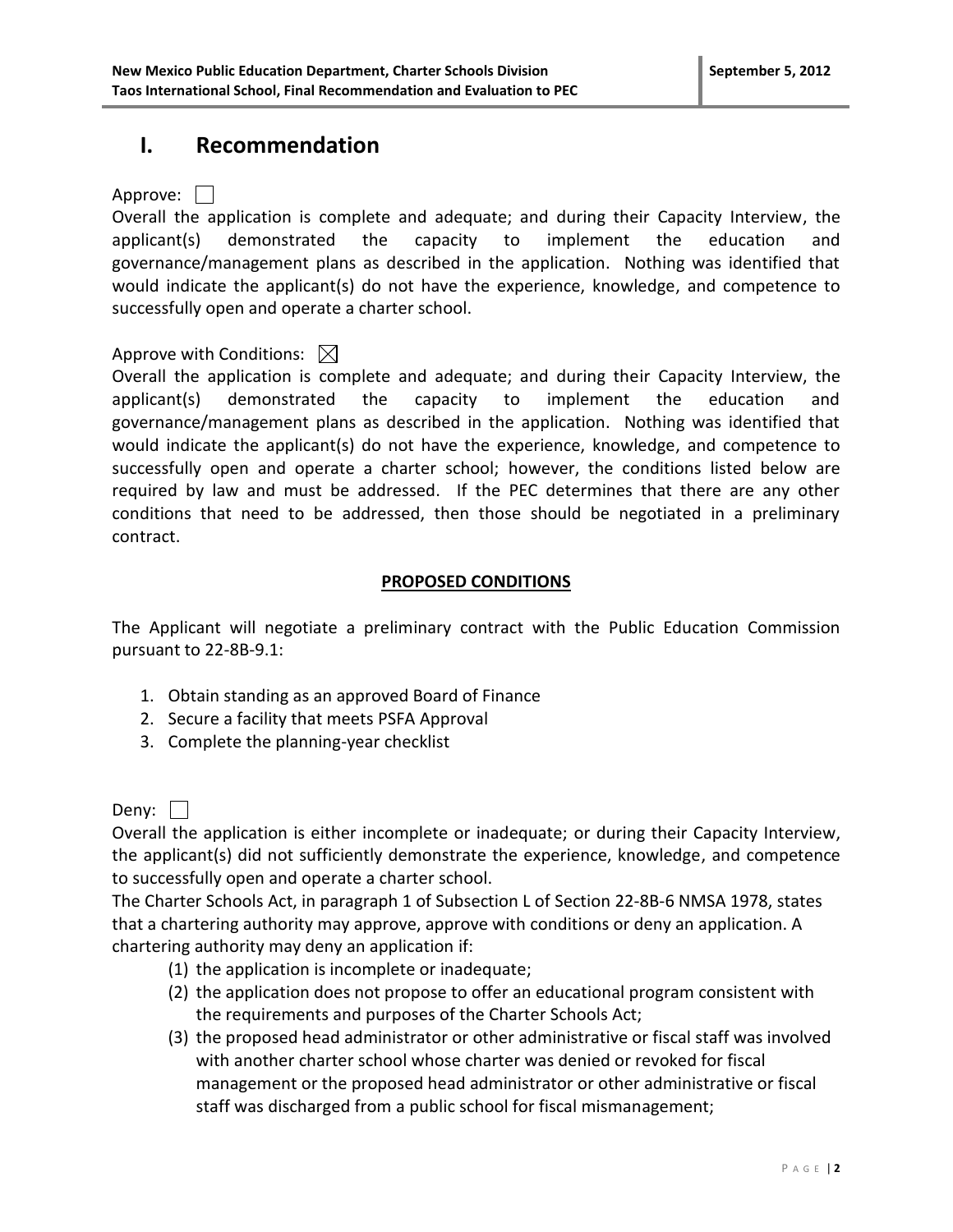# I. Recommendation

Approve: ☐

Overall the application is complete and adequate; and during their Capacity Interview, the applicant(s) demonstrated the capacity to implement the education and governance/management plans as described in the application. Nothing was identified that would indicate the applicant(s) do not have the experience, knowledge, and competence to successfully open and operate a charter school.

Approve with Conditions: ☒

Overall the application is complete and adequate; and during their Capacity Interview, the applicant(s) demonstrated the capacity to implement the education and governance/management plans as described in the application. Nothing was identified that would indicate the applicant(s) do not have the experience, knowledge, and competence to successfully open and operate a charter school; however, the conditions listed below are required by law and must be addressed. If the PEC determines that there are any other conditions that need to be addressed, then those should be negotiated in a preliminary contract.

**PROPOSED CONDITIONS**

The Applicant will negotiate a preliminary contract with the Public Education Commission pursuant to 22-8B-9.1:

1. Obtain standing as an approved Board of Finance
2. Secure a facility that meets PSFA Approval
3. Complete the planning-year checklist

Deny: ☐

Overall the application is either incomplete or inadequate; or during their Capacity Interview, the applicant(s) did not sufficiently demonstrate the experience, knowledge, and competence to successfully open and operate a charter school.

The Charter Schools Act, in paragraph 1 of Subsection L of Section 22-8B-6 NMSA 1978, states that a chartering authority may approve, approve with conditions or deny an application. A chartering authority may deny an application if:

(1) the application is incomplete or inadequate;

(2) the application does not propose to offer an educational program consistent with the requirements and purposes of the Charter Schools Act;

(3) the proposed head administrator or other administrative or fiscal staff was involved with another charter school whose charter was denied or revoked for fiscal management or the proposed head administrator or other administrative or fiscal staff was discharged from a public school for fiscal mismanagement;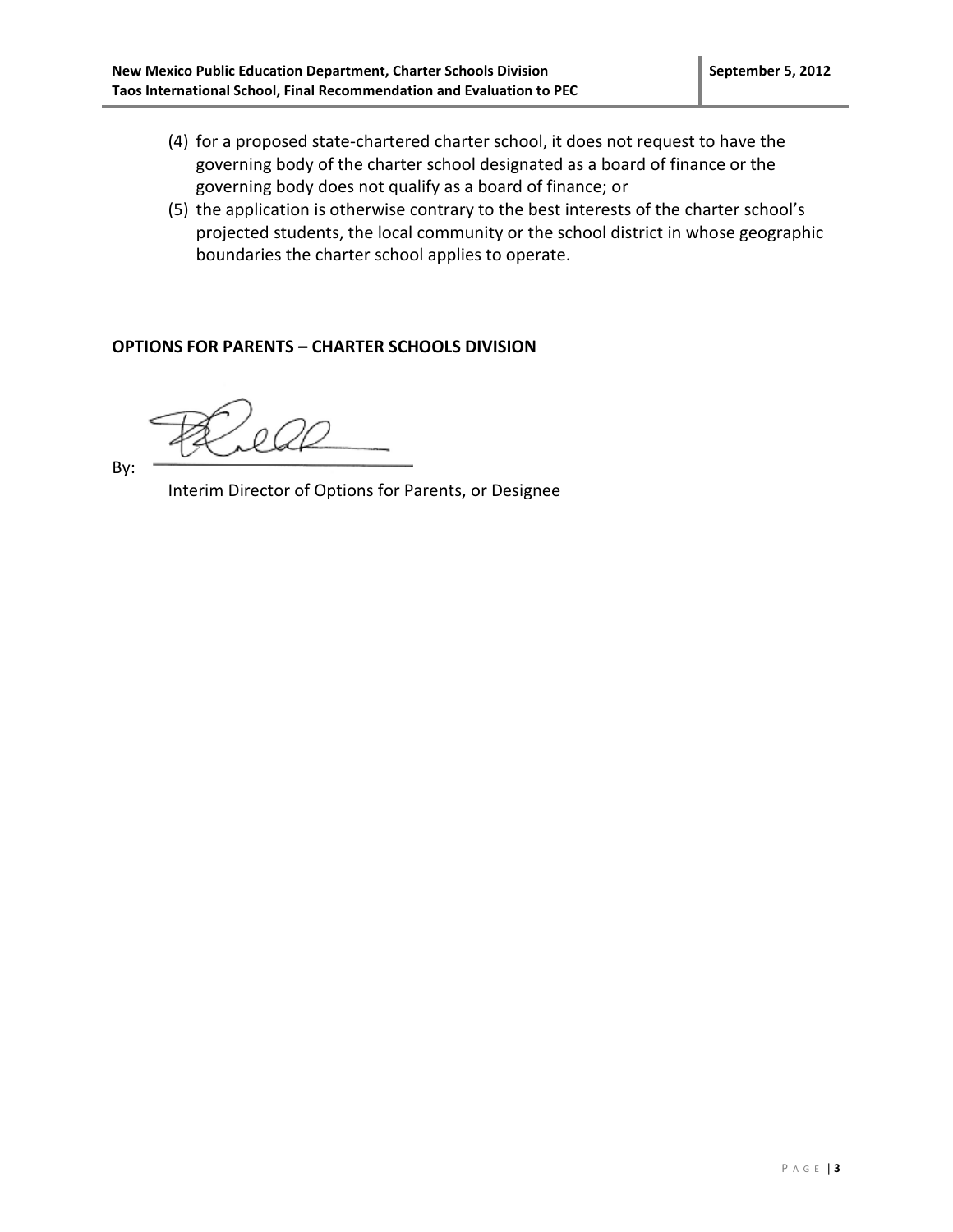(4) for a proposed state-chartered charter school, it does not request to have the governing body of the charter school designated as a board of finance or the governing body does not qualify as a board of finance; or

(5) the application is otherwise contrary to the best interests of the charter school's projected students, the local community or the school district in whose geographic boundaries the charter school applies to operate.

**OPTIONS FOR PARENTS – CHARTER SCHOOLS DIVISION**

By: ______________________________

Interim Director of Options for Parents, or Designee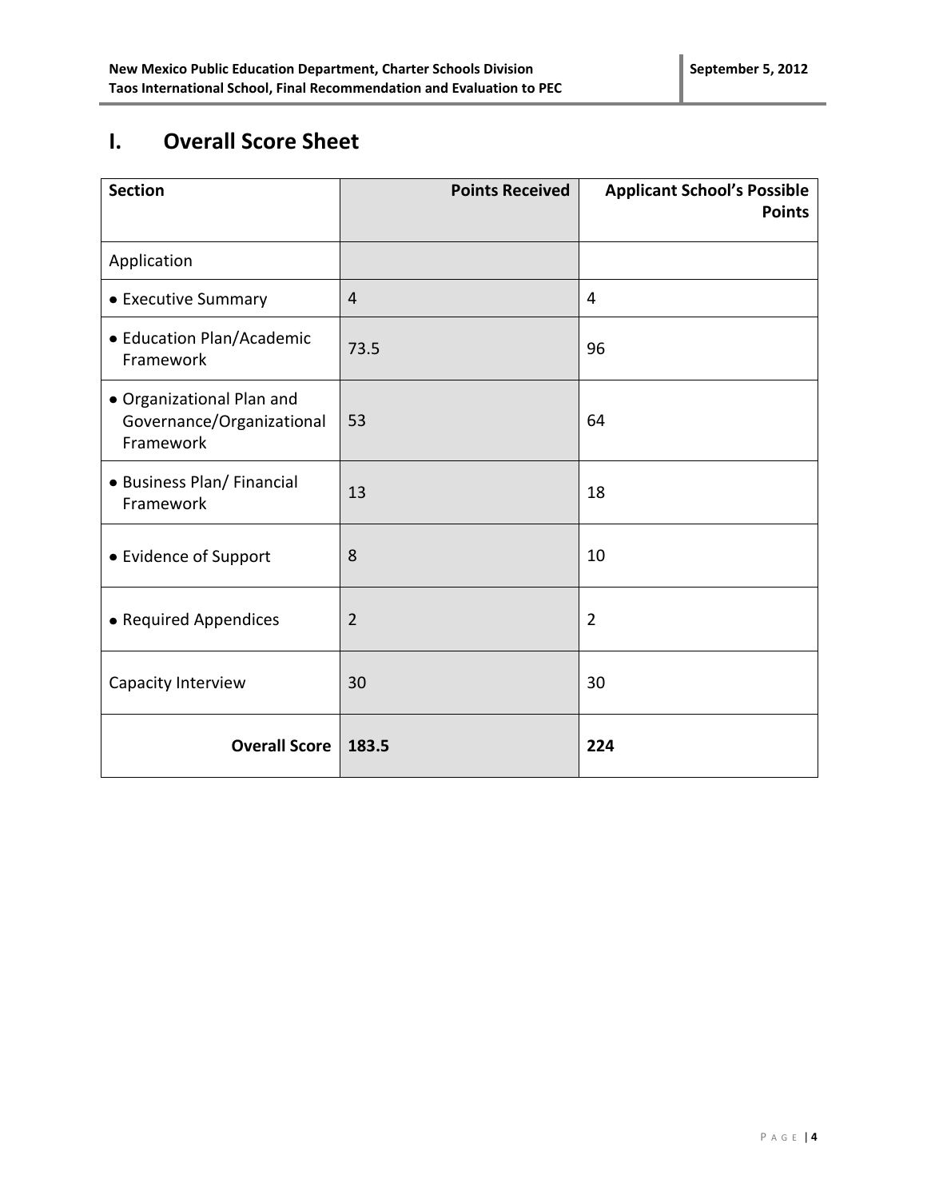# I. Overall Score Sheet

| Section | Points Received | Applicant School's Possible Points |
|---|---|---|
| Application | | |
| • Executive Summary | 4 | 4 |
| • Education Plan/Academic Framework | 73.5 | 96 |
| • Organizational Plan and Governance/Organizational Framework | 53 | 64 |
| • Business Plan/ Financial Framework | 13 | 18 |
| • Evidence of Support | 8 | 10 |
| • Required Appendices | 2 | 2 |
| Capacity Interview | 30 | 30 |
| **Overall Score** | **183.5** | **224** |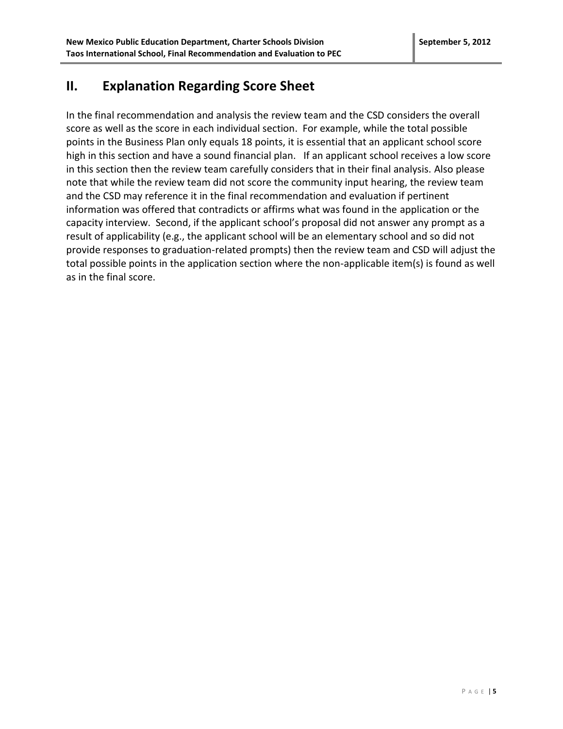## II. Explanation Regarding Score Sheet

In the final recommendation and analysis the review team and the CSD considers the overall score as well as the score in each individual section. For example, while the total possible points in the Business Plan only equals 18 points, it is essential that an applicant school score high in this section and have a sound financial plan. If an applicant school receives a low score in this section then the review team carefully considers that in their final analysis. Also please note that while the review team did not score the community input hearing, the review team and the CSD may reference it in the final recommendation and evaluation if pertinent information was offered that contradicts or affirms what was found in the application or the capacity interview. Second, if the applicant school's proposal did not answer any prompt as a result of applicability (e.g., the applicant school will be an elementary school and so did not provide responses to graduation-related prompts) then the review team and CSD will adjust the total possible points in the application section where the non-applicable item(s) is found as well as in the final score.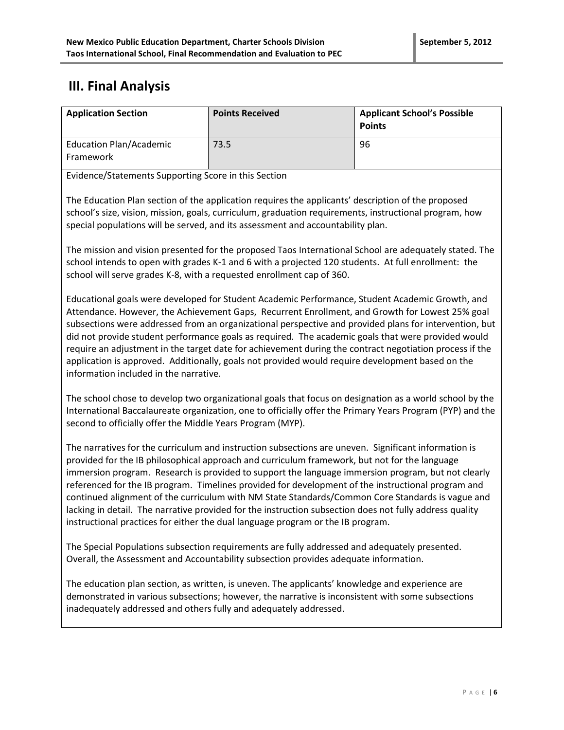## III. Final Analysis

| Application Section | Points Received | Applicant School's Possible Points |
|---|---|---|
| Education Plan/Academic Framework | 73.5 | 96 |

Evidence/Statements Supporting Score in this Section

The Education Plan section of the application requires the applicants' description of the proposed school's size, vision, mission, goals, curriculum, graduation requirements, instructional program, how special populations will be served, and its assessment and accountability plan.

The mission and vision presented for the proposed Taos International School are adequately stated. The school intends to open with grades K-1 and 6 with a projected 120 students. At full enrollment: the school will serve grades K-8, with a requested enrollment cap of 360.

Educational goals were developed for Student Academic Performance, Student Academic Growth, and Attendance. However, the Achievement Gaps, Recurrent Enrollment, and Growth for Lowest 25% goal subsections were addressed from an organizational perspective and provided plans for intervention, but did not provide student performance goals as required. The academic goals that were provided would require an adjustment in the target date for achievement during the contract negotiation process if the application is approved. Additionally, goals not provided would require development based on the information included in the narrative.

The school chose to develop two organizational goals that focus on designation as a world school by the International Baccalaureate organization, one to officially offer the Primary Years Program (PYP) and the second to officially offer the Middle Years Program (MYP).

The narratives for the curriculum and instruction subsections are uneven. Significant information is provided for the IB philosophical approach and curriculum framework, but not for the language immersion program. Research is provided to support the language immersion program, but not clearly referenced for the IB program. Timelines provided for development of the instructional program and continued alignment of the curriculum with NM State Standards/Common Core Standards is vague and lacking in detail. The narrative provided for the instruction subsection does not fully address quality instructional practices for either the dual language program or the IB program.

The Special Populations subsection requirements are fully addressed and adequately presented. Overall, the Assessment and Accountability subsection provides adequate information.

The education plan section, as written, is uneven. The applicants' knowledge and experience are demonstrated in various subsections; however, the narrative is inconsistent with some subsections inadequately addressed and others fully and adequately addressed.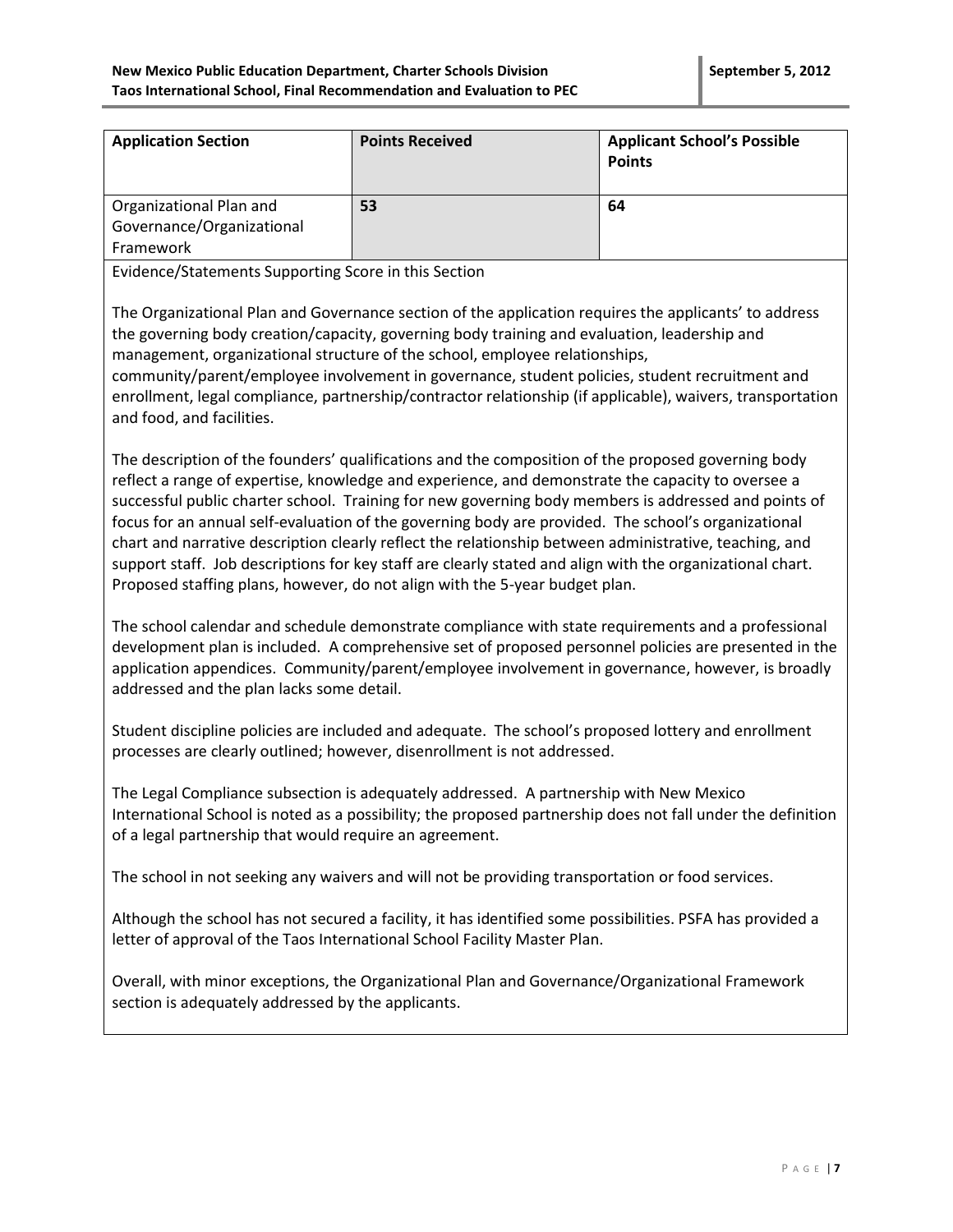| Application Section | Points Received | Applicant School's Possible Points |
|---|---|---|
| Organizational Plan and Governance/Organizational Framework | **53** | **64** |

Evidence/Statements Supporting Score in this Section

The Organizational Plan and Governance section of the application requires the applicants' to address the governing body creation/capacity, governing body training and evaluation, leadership and management, organizational structure of the school, employee relationships, community/parent/employee involvement in governance, student policies, student recruitment and enrollment, legal compliance, partnership/contractor relationship (if applicable), waivers, transportation and food, and facilities.

The description of the founders' qualifications and the composition of the proposed governing body reflect a range of expertise, knowledge and experience, and demonstrate the capacity to oversee a successful public charter school. Training for new governing body members is addressed and points of focus for an annual self-evaluation of the governing body are provided. The school's organizational chart and narrative description clearly reflect the relationship between administrative, teaching, and support staff. Job descriptions for key staff are clearly stated and align with the organizational chart. Proposed staffing plans, however, do not align with the 5-year budget plan.

The school calendar and schedule demonstrate compliance with state requirements and a professional development plan is included. A comprehensive set of proposed personnel policies are presented in the application appendices. Community/parent/employee involvement in governance, however, is broadly addressed and the plan lacks some detail.

Student discipline policies are included and adequate. The school's proposed lottery and enrollment processes are clearly outlined; however, disenrollment is not addressed.

The Legal Compliance subsection is adequately addressed. A partnership with New Mexico International School is noted as a possibility; the proposed partnership does not fall under the definition of a legal partnership that would require an agreement.

The school in not seeking any waivers and will not be providing transportation or food services.

Although the school has not secured a facility, it has identified some possibilities. PSFA has provided a letter of approval of the Taos International School Facility Master Plan.

Overall, with minor exceptions, the Organizational Plan and Governance/Organizational Framework section is adequately addressed by the applicants.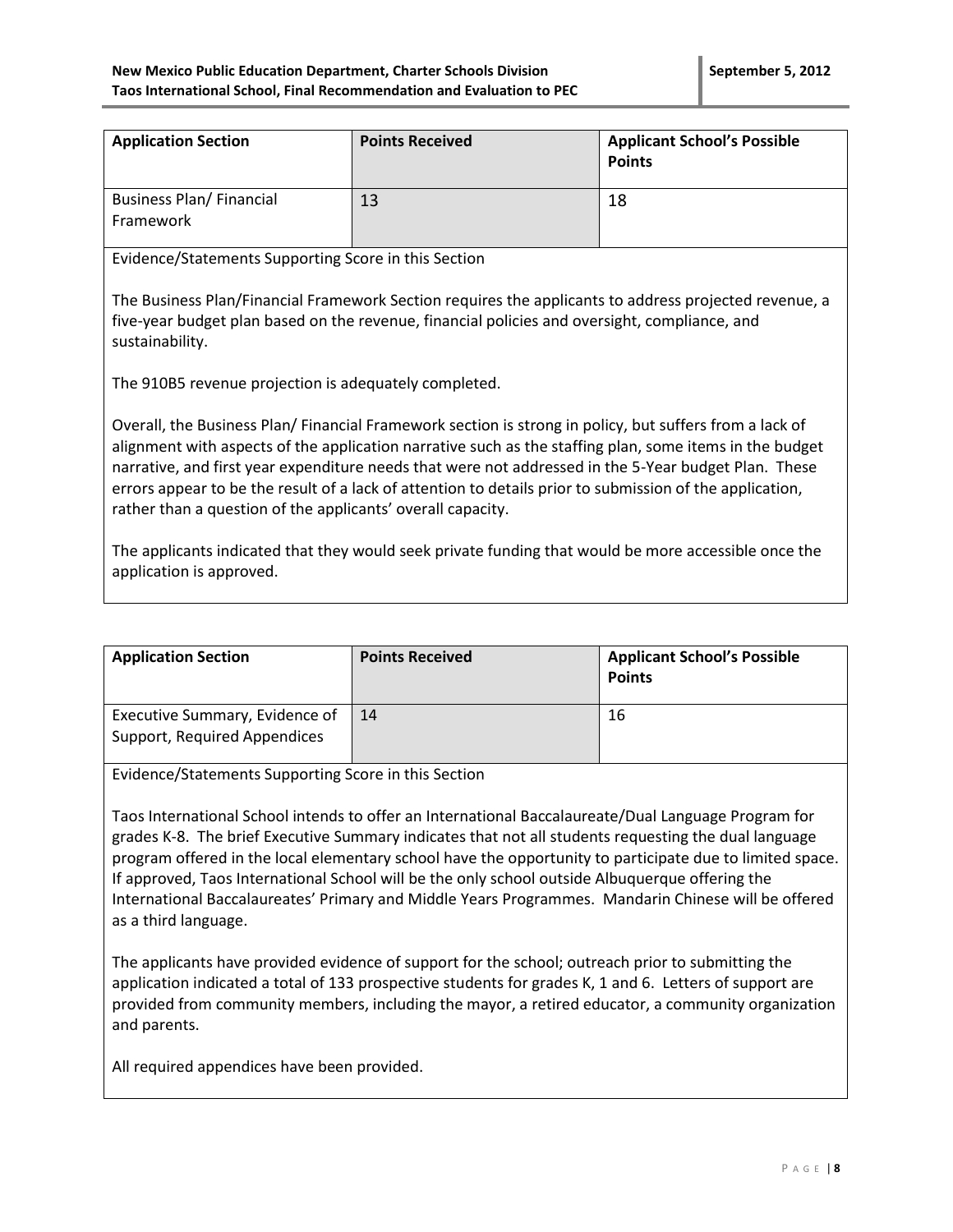| Application Section | Points Received | Applicant School's Possible Points |
|---|---|---|
| Business Plan/ Financial Framework | 13 | 18 |

Evidence/Statements Supporting Score in this Section

The Business Plan/Financial Framework Section requires the applicants to address projected revenue, a five-year budget plan based on the revenue, financial policies and oversight, compliance, and sustainability.

The 910B5 revenue projection is adequately completed.

Overall, the Business Plan/ Financial Framework section is strong in policy, but suffers from a lack of alignment with aspects of the application narrative such as the staffing plan, some items in the budget narrative, and first year expenditure needs that were not addressed in the 5-Year budget Plan. These errors appear to be the result of a lack of attention to details prior to submission of the application, rather than a question of the applicants' overall capacity.

The applicants indicated that they would seek private funding that would be more accessible once the application is approved.

| Application Section | Points Received | Applicant School's Possible Points |
|---|---|---|
| Executive Summary, Evidence of Support, Required Appendices | 14 | 16 |

Evidence/Statements Supporting Score in this Section

Taos International School intends to offer an International Baccalaureate/Dual Language Program for grades K-8. The brief Executive Summary indicates that not all students requesting the dual language program offered in the local elementary school have the opportunity to participate due to limited space. If approved, Taos International School will be the only school outside Albuquerque offering the International Baccalaureates' Primary and Middle Years Programmes. Mandarin Chinese will be offered as a third language.

The applicants have provided evidence of support for the school; outreach prior to submitting the application indicated a total of 133 prospective students for grades K, 1 and 6. Letters of support are provided from community members, including the mayor, a retired educator, a community organization and parents.

All required appendices have been provided.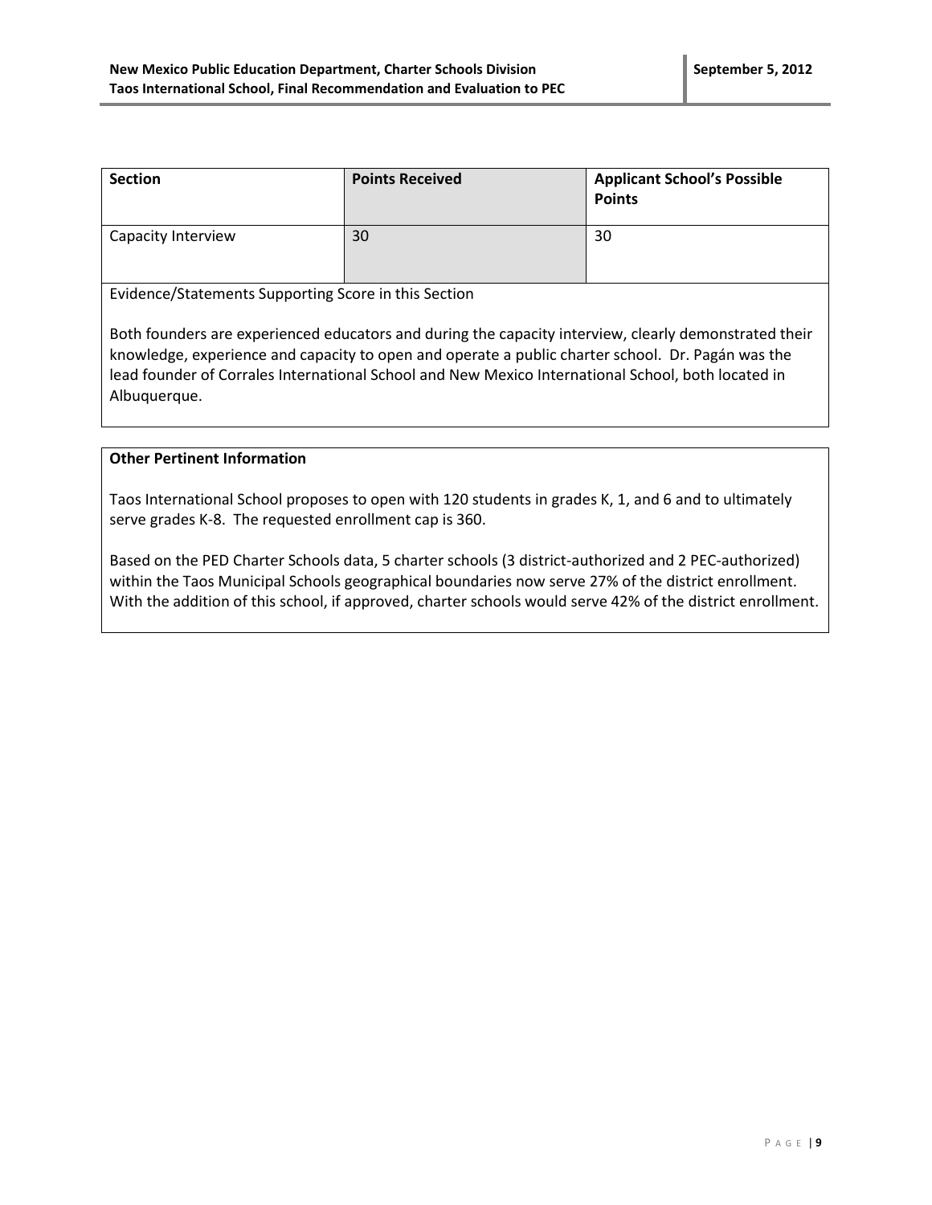| Section | Points Received | Applicant School's Possible Points |
| --- | --- | --- |
| Capacity Interview | 30 | 30 |

Evidence/Statements Supporting Score in this Section

Both founders are experienced educators and during the capacity interview, clearly demonstrated their knowledge, experience and capacity to open and operate a public charter school. Dr. Pagán was the lead founder of Corrales International School and New Mexico International School, both located in Albuquerque.

**Other Pertinent Information**

Taos International School proposes to open with 120 students in grades K, 1, and 6 and to ultimately serve grades K-8. The requested enrollment cap is 360.

Based on the PED Charter Schools data, 5 charter schools (3 district-authorized and 2 PEC-authorized) within the Taos Municipal Schools geographical boundaries now serve 27% of the district enrollment. With the addition of this school, if approved, charter schools would serve 42% of the district enrollment.